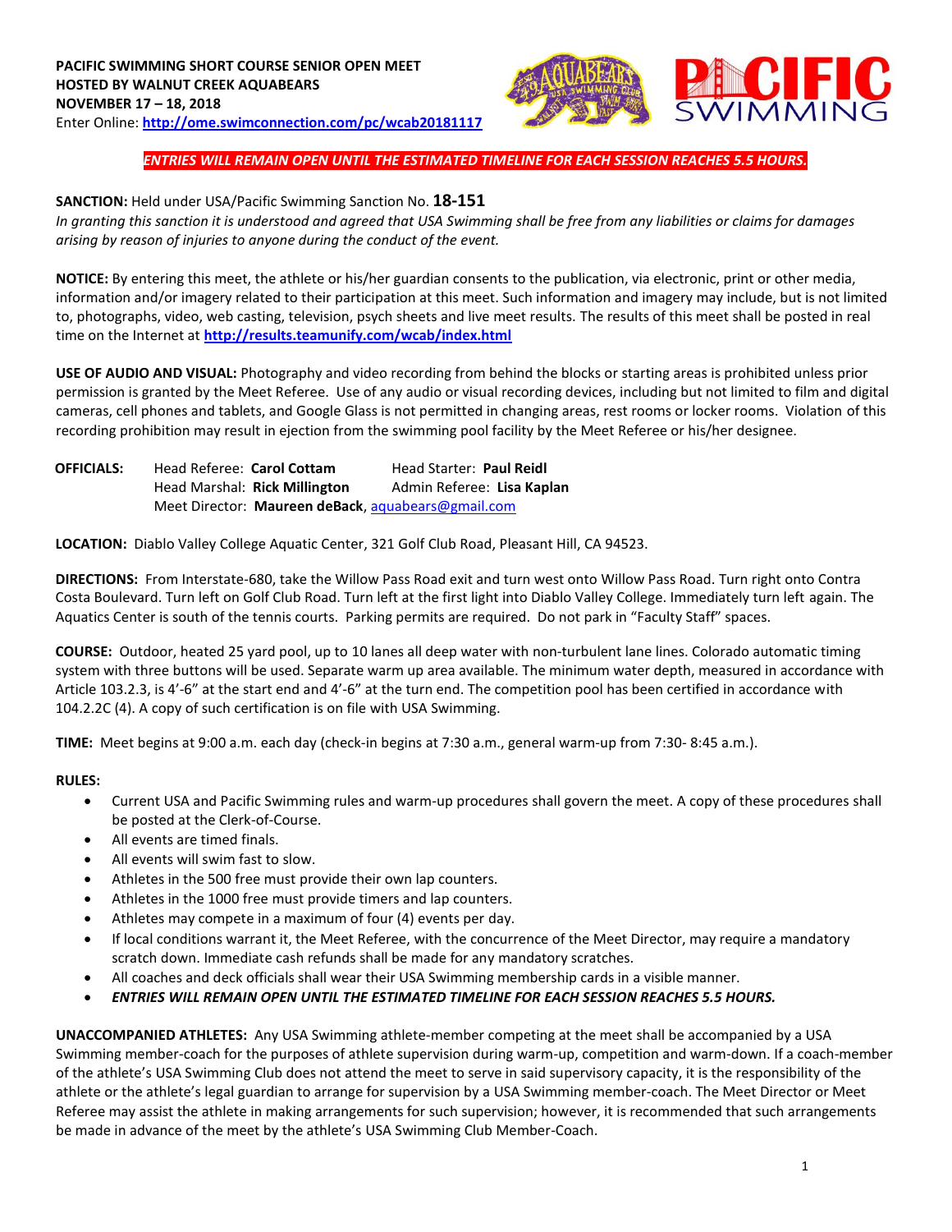**PACIFIC SWIMMING SHORT COURSE SENIOR OPEN MEET**
**HOSTED BY WALNUT CREEK AQUABEARS**
**NOVEMBER 17 – 18, 2018**
Enter Online: **http://ome.swimconnection.com/pc/wcab20181117**

***ENTRIES WILL REMAIN OPEN UNTIL THE ESTIMATED TIMELINE FOR EACH SESSION REACHES 5.5 HOURS.***

**SANCTION:** Held under USA/Pacific Swimming Sanction No. **18-151**
*In granting this sanction it is understood and agreed that USA Swimming shall be free from any liabilities or claims for damages arising by reason of injuries to anyone during the conduct of the event.*

**NOTICE:** By entering this meet, the athlete or his/her guardian consents to the publication, via electronic, print or other media, information and/or imagery related to their participation at this meet. Such information and imagery may include, but is not limited to, photographs, video, web casting, television, psych sheets and live meet results. The results of this meet shall be posted in real time on the Internet at **http://results.teamunify.com/wcab/index.html**

**USE OF AUDIO AND VISUAL:** Photography and video recording from behind the blocks or starting areas is prohibited unless prior permission is granted by the Meet Referee. Use of any audio or visual recording devices, including but not limited to film and digital cameras, cell phones and tablets, and Google Glass is not permitted in changing areas, rest rooms or locker rooms. Violation of this recording prohibition may result in ejection from the swimming pool facility by the Meet Referee or his/her designee.

**OFFICIALS:** Head Referee: **Carol Cottam** Head Starter: **Paul Reidl**
Head Marshal: **Rick Millington** Admin Referee: **Lisa Kaplan**
Meet Director: **Maureen deBack**, aquabears@gmail.com

**LOCATION:** Diablo Valley College Aquatic Center, 321 Golf Club Road, Pleasant Hill, CA 94523.

**DIRECTIONS:** From Interstate-680, take the Willow Pass Road exit and turn west onto Willow Pass Road. Turn right onto Contra Costa Boulevard. Turn left on Golf Club Road. Turn left at the first light into Diablo Valley College. Immediately turn left again. The Aquatics Center is south of the tennis courts. Parking permits are required. Do not park in "Faculty Staff" spaces.

**COURSE:** Outdoor, heated 25 yard pool, up to 10 lanes all deep water with non-turbulent lane lines. Colorado automatic timing system with three buttons will be used. Separate warm up area available. The minimum water depth, measured in accordance with Article 103.2.3, is 4'-6" at the start end and 4'-6" at the turn end. The competition pool has been certified in accordance with 104.2.2C (4). A copy of such certification is on file with USA Swimming.

**TIME:** Meet begins at 9:00 a.m. each day (check-in begins at 7:30 a.m., general warm-up from 7:30- 8:45 a.m.).

**RULES:**

- Current USA and Pacific Swimming rules and warm-up procedures shall govern the meet. A copy of these procedures shall be posted at the Clerk-of-Course.
- All events are timed finals.
- All events will swim fast to slow.
- Athletes in the 500 free must provide their own lap counters.
- Athletes in the 1000 free must provide timers and lap counters.
- Athletes may compete in a maximum of four (4) events per day.
- If local conditions warrant it, the Meet Referee, with the concurrence of the Meet Director, may require a mandatory scratch down. Immediate cash refunds shall be made for any mandatory scratches.
- All coaches and deck officials shall wear their USA Swimming membership cards in a visible manner.
- ***ENTRIES WILL REMAIN OPEN UNTIL THE ESTIMATED TIMELINE FOR EACH SESSION REACHES 5.5 HOURS.***

**UNACCOMPANIED ATHLETES:** Any USA Swimming athlete-member competing at the meet shall be accompanied by a USA Swimming member-coach for the purposes of athlete supervision during warm-up, competition and warm-down. If a coach-member of the athlete's USA Swimming Club does not attend the meet to serve in said supervisory capacity, it is the responsibility of the athlete or the athlete's legal guardian to arrange for supervision by a USA Swimming member-coach. The Meet Director or Meet Referee may assist the athlete in making arrangements for such supervision; however, it is recommended that such arrangements be made in advance of the meet by the athlete's USA Swimming Club Member-Coach.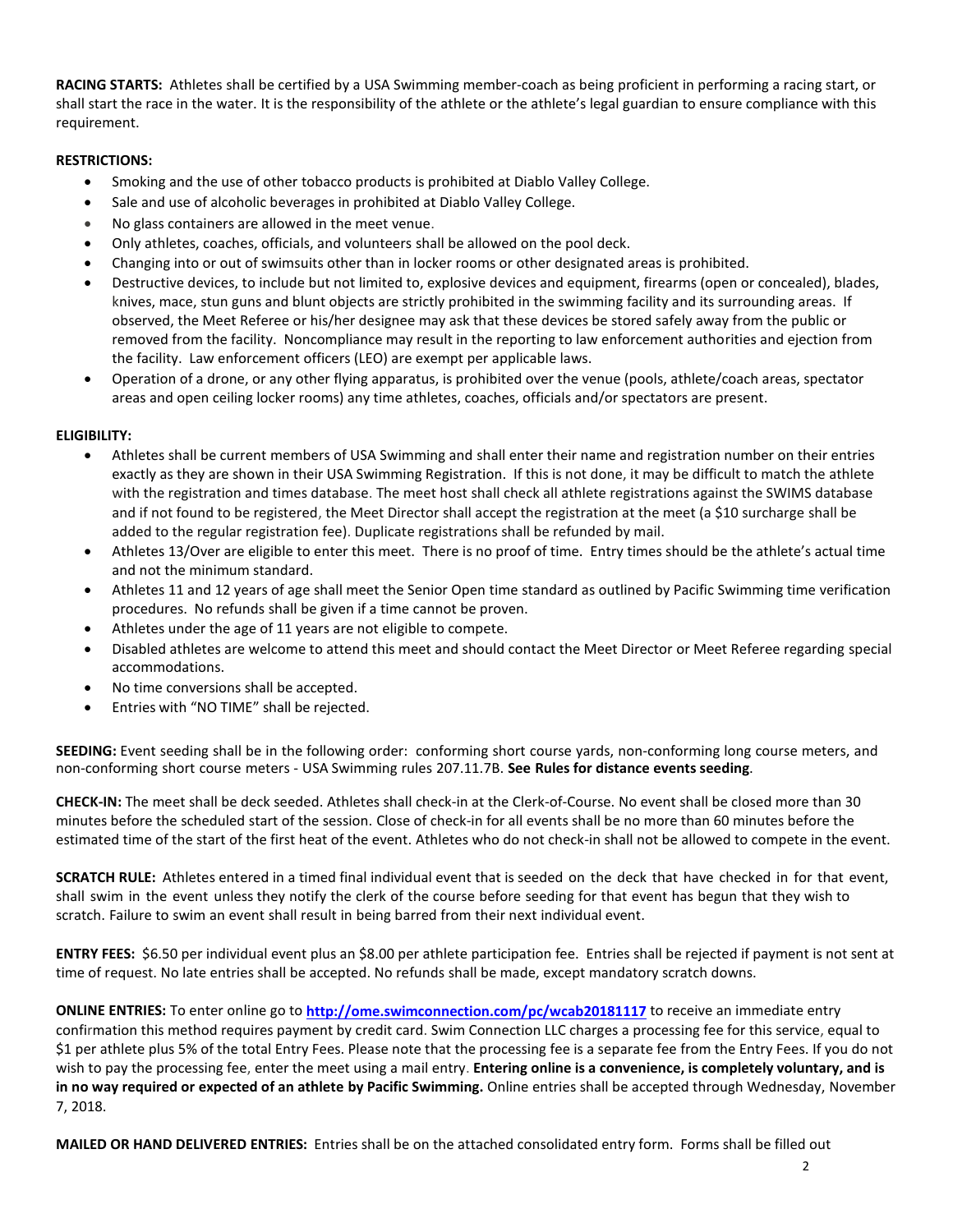**RACING STARTS:** Athletes shall be certified by a USA Swimming member-coach as being proficient in performing a racing start, or shall start the race in the water. It is the responsibility of the athlete or the athlete's legal guardian to ensure compliance with this requirement.

**RESTRICTIONS:**

- Smoking and the use of other tobacco products is prohibited at Diablo Valley College.
- Sale and use of alcoholic beverages in prohibited at Diablo Valley College.
- No glass containers are allowed in the meet venue.
- Only athletes, coaches, officials, and volunteers shall be allowed on the pool deck.
- Changing into or out of swimsuits other than in locker rooms or other designated areas is prohibited.
- Destructive devices, to include but not limited to, explosive devices and equipment, firearms (open or concealed), blades, knives, mace, stun guns and blunt objects are strictly prohibited in the swimming facility and its surrounding areas. If observed, the Meet Referee or his/her designee may ask that these devices be stored safely away from the public or removed from the facility. Noncompliance may result in the reporting to law enforcement authorities and ejection from the facility. Law enforcement officers (LEO) are exempt per applicable laws.
- Operation of a drone, or any other flying apparatus, is prohibited over the venue (pools, athlete/coach areas, spectator areas and open ceiling locker rooms) any time athletes, coaches, officials and/or spectators are present.

**ELIGIBILITY:**

- Athletes shall be current members of USA Swimming and shall enter their name and registration number on their entries exactly as they are shown in their USA Swimming Registration. If this is not done, it may be difficult to match the athlete with the registration and times database. The meet host shall check all athlete registrations against the SWIMS database and if not found to be registered, the Meet Director shall accept the registration at the meet (a $10 surcharge shall be added to the regular registration fee). Duplicate registrations shall be refunded by mail.
- Athletes 13/Over are eligible to enter this meet. There is no proof of time. Entry times should be the athlete's actual time and not the minimum standard.
- Athletes 11 and 12 years of age shall meet the Senior Open time standard as outlined by Pacific Swimming time verification procedures. No refunds shall be given if a time cannot be proven.
- Athletes under the age of 11 years are not eligible to compete.
- Disabled athletes are welcome to attend this meet and should contact the Meet Director or Meet Referee regarding special accommodations.
- No time conversions shall be accepted.
- Entries with "NO TIME" shall be rejected.

**SEEDING:** Event seeding shall be in the following order: conforming short course yards, non-conforming long course meters, and non-conforming short course meters - USA Swimming rules 207.11.7B. **See Rules for distance events seeding**.

**CHECK-IN:** The meet shall be deck seeded. Athletes shall check-in at the Clerk-of-Course. No event shall be closed more than 30 minutes before the scheduled start of the session. Close of check-in for all events shall be no more than 60 minutes before the estimated time of the start of the first heat of the event. Athletes who do not check-in shall not be allowed to compete in the event.

**SCRATCH RULE:** Athletes entered in a timed final individual event that is seeded on the deck that have checked in for that event, shall swim in the event unless they notify the clerk of the course before seeding for that event has begun that they wish to scratch. Failure to swim an event shall result in being barred from their next individual event.

**ENTRY FEES:** $6.50 per individual event plus an $8.00 per athlete participation fee. Entries shall be rejected if payment is not sent at time of request. No late entries shall be accepted. No refunds shall be made, except mandatory scratch downs.

**ONLINE ENTRIES:** To enter online go to **http://ome.swimconnection.com/pc/wcab20181117** to receive an immediate entry confirmation this method requires payment by credit card. Swim Connection LLC charges a processing fee for this service, equal to $1 per athlete plus 5% of the total Entry Fees. Please note that the processing fee is a separate fee from the Entry Fees. If you do not wish to pay the processing fee, enter the meet using a mail entry. **Entering online is a convenience, is completely voluntary, and is in no way required or expected of an athlete by Pacific Swimming.** Online entries shall be accepted through Wednesday, November 7, 2018.

**MAILED OR HAND DELIVERED ENTRIES:** Entries shall be on the attached consolidated entry form. Forms shall be filled out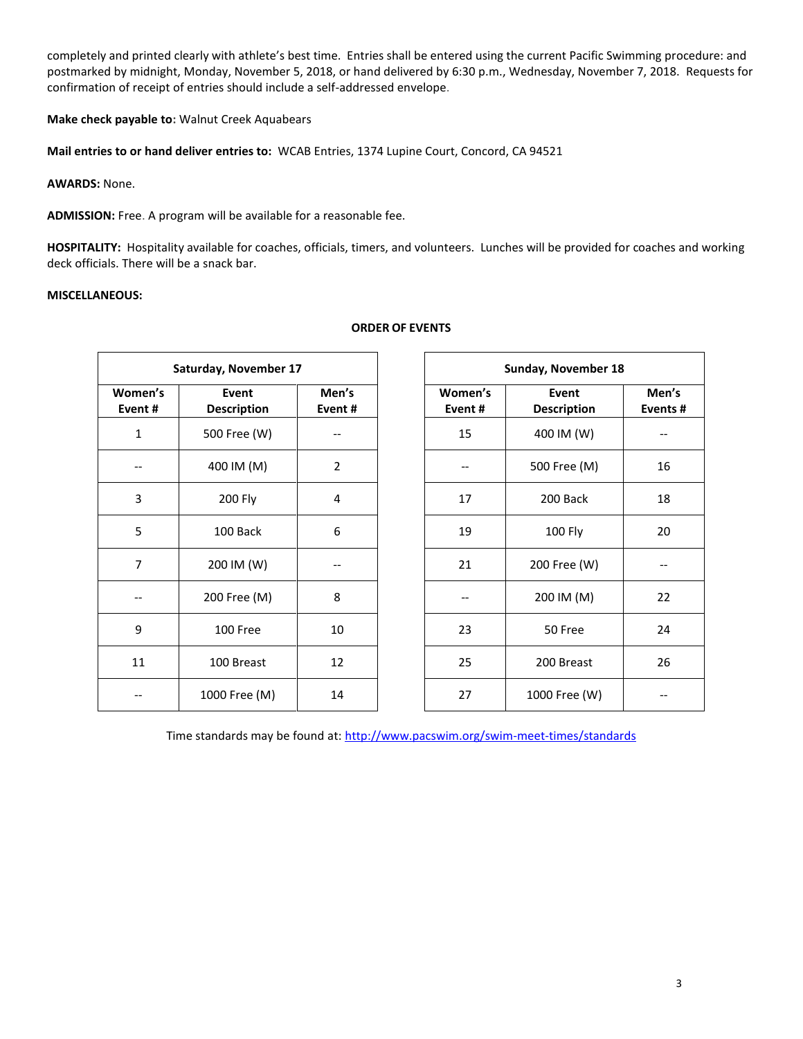completely and printed clearly with athlete's best time. Entries shall be entered using the current Pacific Swimming procedure: and postmarked by midnight, Monday, November 5, 2018, or hand delivered by 6:30 p.m., Wednesday, November 7, 2018. Requests for confirmation of receipt of entries should include a self-addressed envelope.

**Make check payable to**: Walnut Creek Aquabears

**Mail entries to or hand deliver entries to:** WCAB Entries, 1374 Lupine Court, Concord, CA 94521

**AWARDS:** None.

**ADMISSION:** Free. A program will be available for a reasonable fee.

**HOSPITALITY:** Hospitality available for coaches, officials, timers, and volunteers. Lunches will be provided for coaches and working deck officials. There will be a snack bar.

**MISCELLANEOUS:**

**ORDER OF EVENTS**

| Saturday, November 17 | | |
|---|---|---|
| **Women's Event #** | **Event Description** | **Men's Event #** |
| 1 | 500 Free (W) | -- |
| -- | 400 IM (M) | 2 |
| 3 | 200 Fly | 4 |
| 5 | 100 Back | 6 |
| 7 | 200 IM (W) | -- |
| -- | 200 Free (M) | 8 |
| 9 | 100 Free | 10 |
| 11 | 100 Breast | 12 |
| -- | 1000 Free (M) | 14 |

| Sunday, November 18 | | |
|---|---|---|
| **Women's Event #** | **Event Description** | **Men's Events #** |
| 15 | 400 IM (W) | -- |
| -- | 500 Free (M) | 16 |
| 17 | 200 Back | 18 |
| 19 | 100 Fly | 20 |
| 21 | 200 Free (W) | -- |
| -- | 200 IM (M) | 22 |
| 23 | 50 Free | 24 |
| 25 | 200 Breast | 26 |
| 27 | 1000 Free (W) | -- |

Time standards may be found at: http://www.pacswim.org/swim-meet-times/standards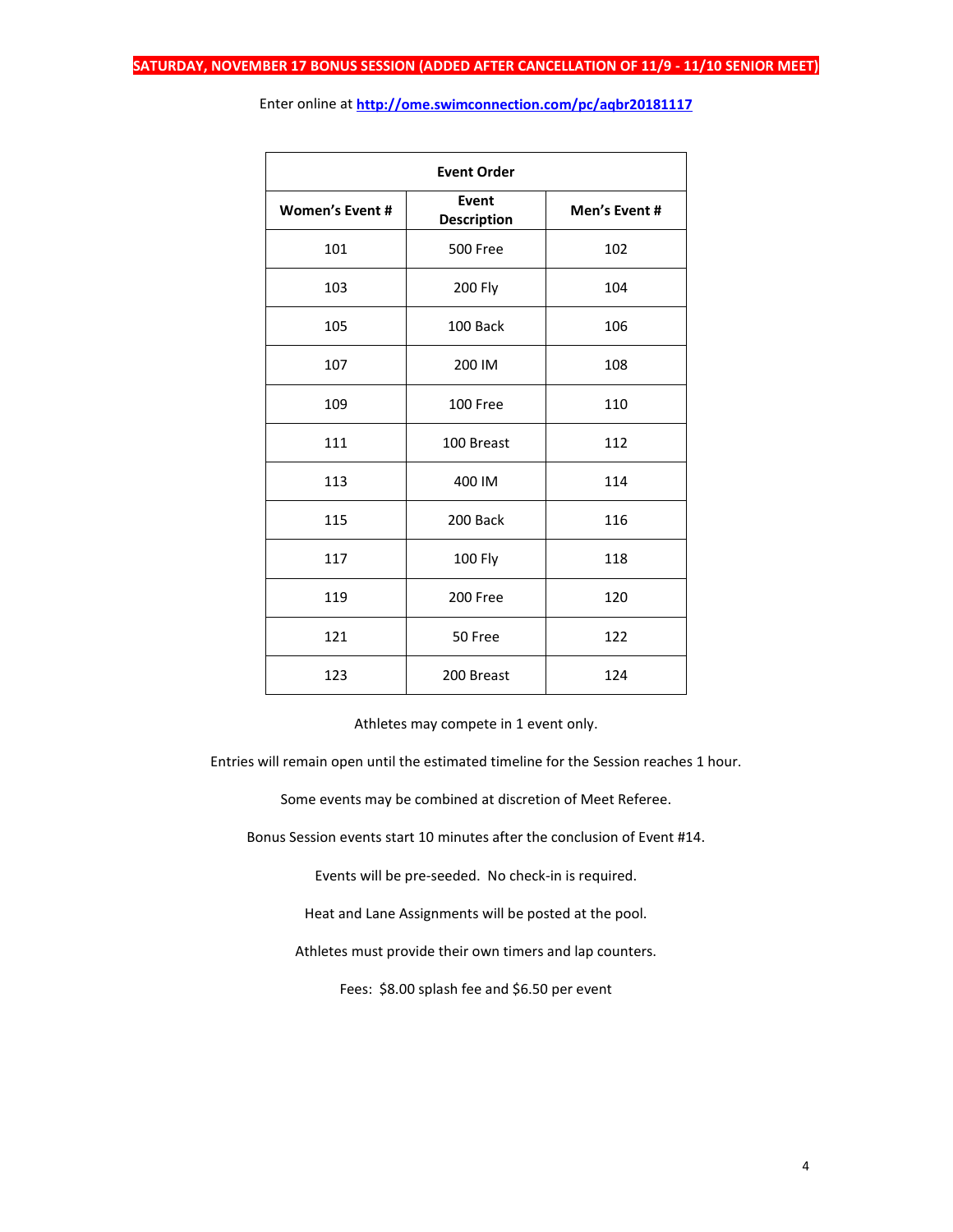**SATURDAY, NOVEMBER 17 BONUS SESSION (ADDED AFTER CANCELLATION OF 11/9 - 11/10 SENIOR MEET)**

Enter online at [http://ome.swimconnection.com/pc/aqbr20181117](http://ome.swimconnection.com/pc/aqbr20181117)

| Event Order | | |
|---|---|---|
| **Women's Event #** | **Event Description** | **Men's Event #** |
| 101 | 500 Free | 102 |
| 103 | 200 Fly | 104 |
| 105 | 100 Back | 106 |
| 107 | 200 IM | 108 |
| 109 | 100 Free | 110 |
| 111 | 100 Breast | 112 |
| 113 | 400 IM | 114 |
| 115 | 200 Back | 116 |
| 117 | 100 Fly | 118 |
| 119 | 200 Free | 120 |
| 121 | 50 Free | 122 |
| 123 | 200 Breast | 124 |

Athletes may compete in 1 event only.

Entries will remain open until the estimated timeline for the Session reaches 1 hour.

Some events may be combined at discretion of Meet Referee.

Bonus Session events start 10 minutes after the conclusion of Event #14.

Events will be pre-seeded. No check-in is required.

Heat and Lane Assignments will be posted at the pool.

Athletes must provide their own timers and lap counters.

Fees: $8.00 splash fee and $6.50 per event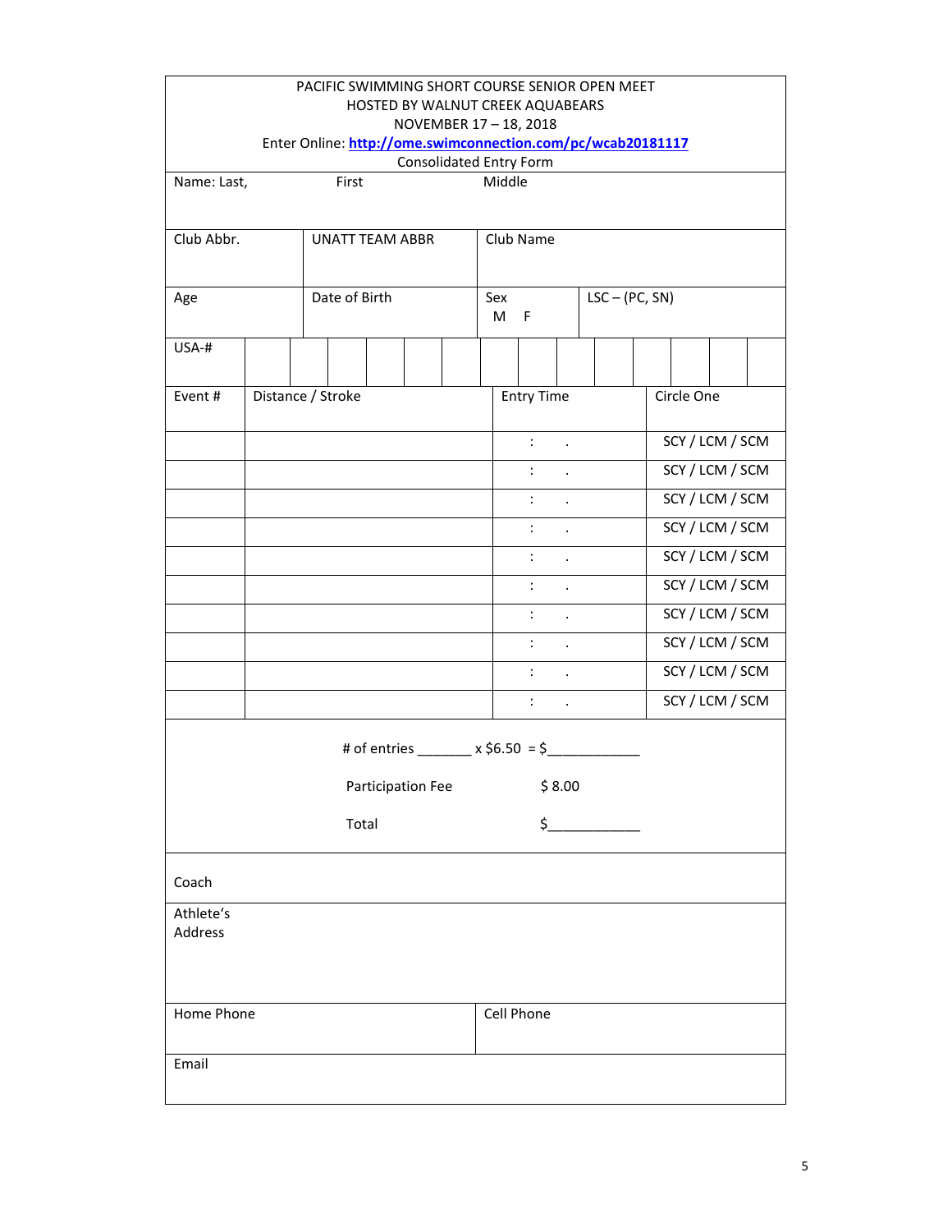PACIFIC SWIMMING SHORT COURSE SENIOR OPEN MEET
HOSTED BY WALNUT CREEK AQUABEARS
NOVEMBER 17 – 18, 2018
Enter Online: **http://ome.swimconnection.com/pc/wcab20181117**
Consolidated Entry Form

| Name: Last, | First | Middle | |
|---|---|---|---|
| | | | |

| Club Abbr. | UNATT TEAM ABBR | Club Name | |
|---|---|---|---|
| | | | |

| Age | Date of Birth | Sex M F | LSC – (PC, SN) |
|---|---|---|---|
| | | | |

| USA-# | | | | | | | | | | | | | | |
|---|---|---|---|---|---|---|---|---|---|---|---|---|---|---|
| | | | | | | | | | | | | | | |

| Event # | Distance / Stroke | Entry Time | Circle One |
|---|---|---|---|
| | | : . | SCY / LCM / SCM |
| | | : . | SCY / LCM / SCM |
| | | : . | SCY / LCM / SCM |
| | | : . | SCY / LCM / SCM |
| | | : . | SCY / LCM / SCM |
| | | : . | SCY / LCM / SCM |
| | | : . | SCY / LCM / SCM |
| | | : . | SCY / LCM / SCM |
| | | : . | SCY / LCM / SCM |
| | | : . | SCY / LCM / SCM |

# of entries _______ x $6.50 = $____________

Participation Fee $ 8.00

Total $____________

Coach

Athlete's Address

| Home Phone | Cell Phone |
|---|---|
| | |

Email